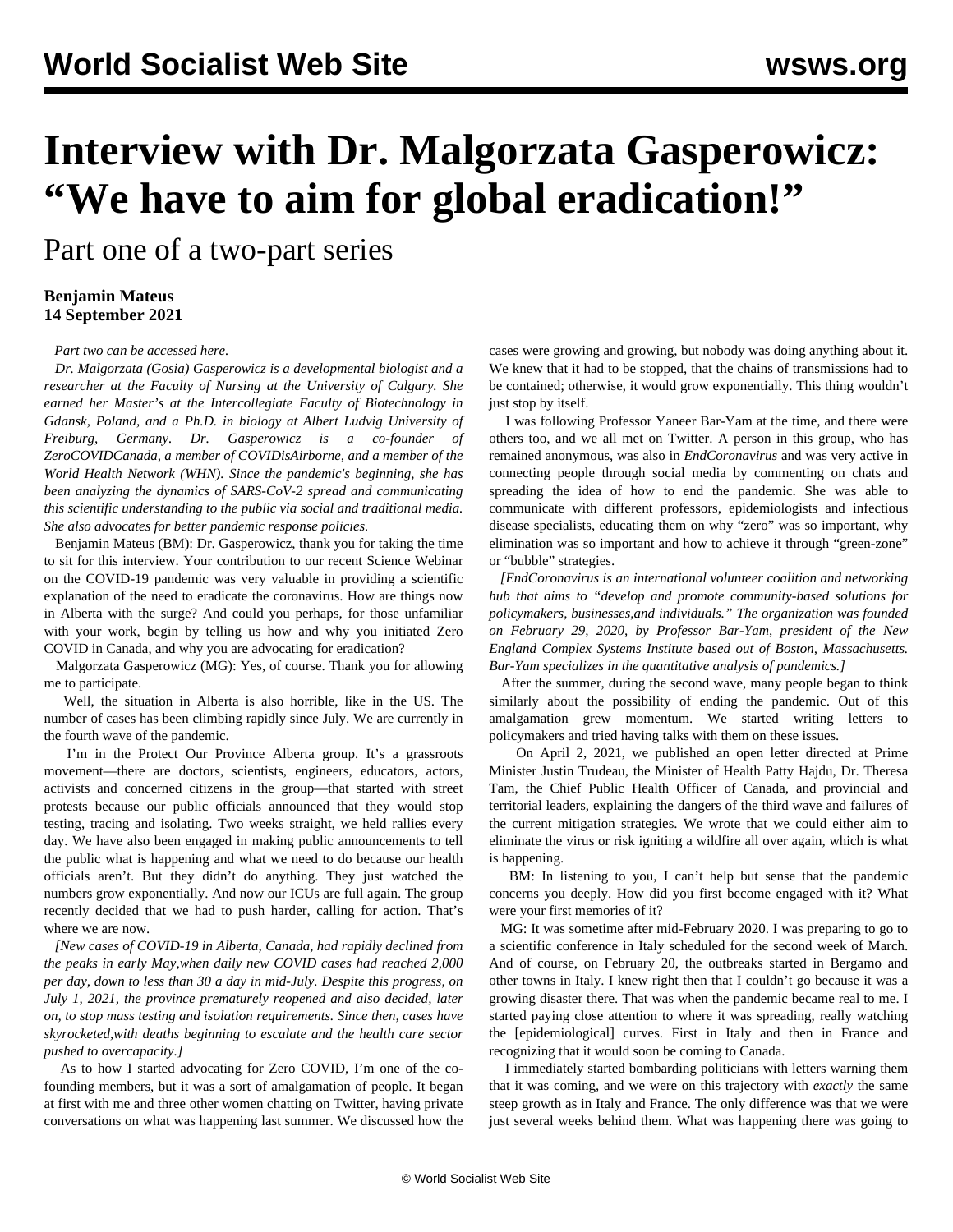# Interview with Dr. Malgorzata Gasperowicz: "We have to aim for global eradication!"

## Part one of a two-part series

**Benjamin Mateus**
**14 September 2021**

*Part two can be accessed here.*

*Dr. Malgorzata (Gosia) Gasperowicz is a developmental biologist and a researcher at the Faculty of Nursing at the University of Calgary. She earned her Master's at the Intercollegiate Faculty of Biotechnology in Gdansk, Poland, and a Ph.D. in biology at Albert Ludvig University of Freiburg, Germany. Dr. Gasperowicz is a co-founder of ZeroCOVIDCanada, a member of COVIDisAirborne, and a member of the World Health Network (WHN). Since the pandemic's beginning, she has been analyzing the dynamics of SARS-CoV-2 spread and communicating this scientific understanding to the public via social and traditional media. She also advocates for better pandemic response policies.*

Benjamin Mateus (BM): Dr. Gasperowicz, thank you for taking the time to sit for this interview. Your contribution to our recent Science Webinar on the COVID-19 pandemic was very valuable in providing a scientific explanation of the need to eradicate the coronavirus. How are things now in Alberta with the surge? And could you perhaps, for those unfamiliar with your work, begin by telling us how and why you initiated Zero COVID in Canada, and why you are advocating for eradication?

Malgorzata Gasperowicz (MG): Yes, of course. Thank you for allowing me to participate.

Well, the situation in Alberta is also horrible, like in the US. The number of cases has been climbing rapidly since July. We are currently in the fourth wave of the pandemic.

I'm in the Protect Our Province Alberta group. It's a grassroots movement—there are doctors, scientists, engineers, educators, actors, activists and concerned citizens in the group—that started with street protests because our public officials announced that they would stop testing, tracing and isolating. Two weeks straight, we held rallies every day. We have also been engaged in making public announcements to tell the public what is happening and what we need to do because our health officials aren't. But they didn't do anything. They just watched the numbers grow exponentially. And now our ICUs are full again. The group recently decided that we had to push harder, calling for action. That's where we are now.

*[New cases of COVID-19 in Alberta, Canada, had rapidly declined from the peaks in early May,when daily new COVID cases had reached 2,000 per day, down to less than 30 a day in mid-July. Despite this progress, on July 1, 2021, the province prematurely reopened and also decided, later on, to stop mass testing and isolation requirements. Since then, cases have skyrocketed,with deaths beginning to escalate and the health care sector pushed to overcapacity.]*

As to how I started advocating for Zero COVID, I'm one of the co-founding members, but it was a sort of amalgamation of people. It began at first with me and three other women chatting on Twitter, having private conversations on what was happening last summer. We discussed how the cases were growing and growing, but nobody was doing anything about it. We knew that it had to be stopped, that the chains of transmissions had to be contained; otherwise, it would grow exponentially. This thing wouldn't just stop by itself.

I was following Professor Yaneer Bar-Yam at the time, and there were others too, and we all met on Twitter. A person in this group, who has remained anonymous, was also in *EndCoronavirus* and was very active in connecting people through social media by commenting on chats and spreading the idea of how to end the pandemic. She was able to communicate with different professors, epidemiologists and infectious disease specialists, educating them on why "zero" was so important, why elimination was so important and how to achieve it through "green-zone" or "bubble" strategies.

*[EndCoronavirus is an international volunteer coalition and networking hub that aims to "develop and promote community-based solutions for policymakers, businesses,and individuals." The organization was founded on February 29, 2020, by Professor Bar-Yam, president of the New England Complex Systems Institute based out of Boston, Massachusetts. Bar-Yam specializes in the quantitative analysis of pandemics.]*

After the summer, during the second wave, many people began to think similarly about the possibility of ending the pandemic. Out of this amalgamation grew momentum. We started writing letters to policymakers and tried having talks with them on these issues.

On April 2, 2021, we published an open letter directed at Prime Minister Justin Trudeau, the Minister of Health Patty Hajdu, Dr. Theresa Tam, the Chief Public Health Officer of Canada, and provincial and territorial leaders, explaining the dangers of the third wave and failures of the current mitigation strategies. We wrote that we could either aim to eliminate the virus or risk igniting a wildfire all over again, which is what is happening.

BM: In listening to you, I can't help but sense that the pandemic concerns you deeply. How did you first become engaged with it? What were your first memories of it?

MG: It was sometime after mid-February 2020. I was preparing to go to a scientific conference in Italy scheduled for the second week of March. And of course, on February 20, the outbreaks started in Bergamo and other towns in Italy. I knew right then that I couldn't go because it was a growing disaster there. That was when the pandemic became real to me. I started paying close attention to where it was spreading, really watching the [epidemiological] curves. First in Italy and then in France and recognizing that it would soon be coming to Canada.

I immediately started bombarding politicians with letters warning them that it was coming, and we were on this trajectory with *exactly* the same steep growth as in Italy and France. The only difference was that we were just several weeks behind them. What was happening there was going to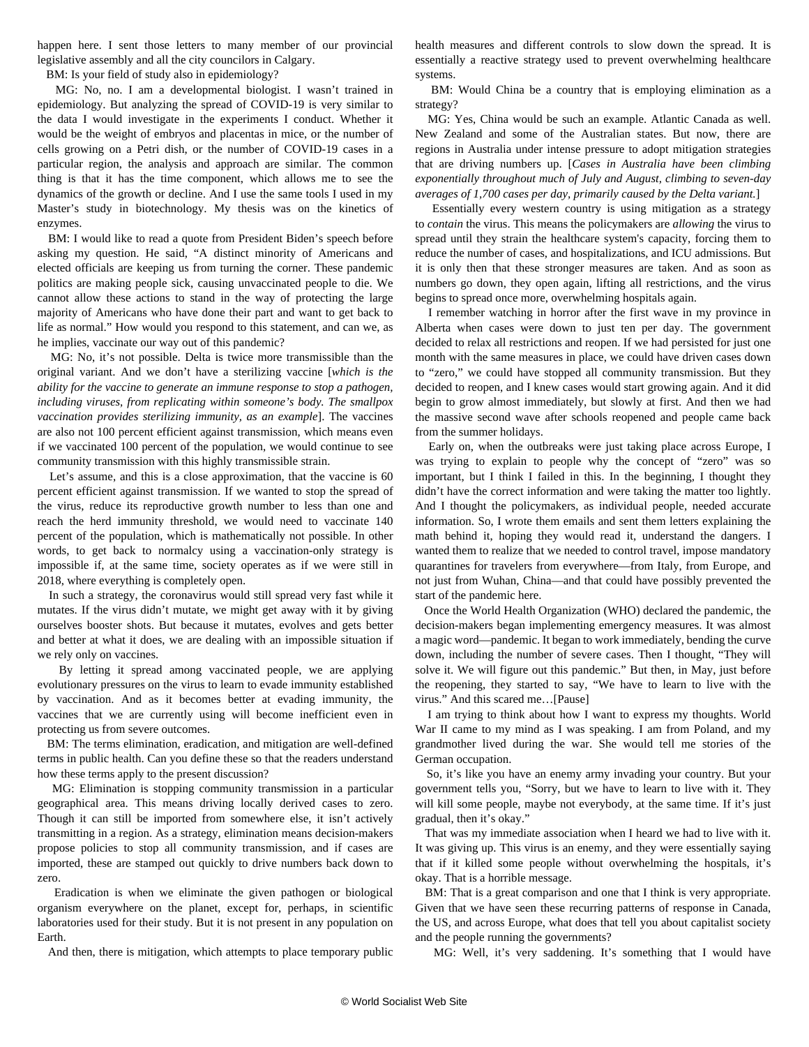happen here. I sent those letters to many member of our provincial legislative assembly and all the city councilors in Calgary.

BM: Is your field of study also in epidemiology?

MG: No, no. I am a developmental biologist. I wasn't trained in epidemiology. But analyzing the spread of COVID-19 is very similar to the data I would investigate in the experiments I conduct. Whether it would be the weight of embryos and placentas in mice, or the number of cells growing on a Petri dish, or the number of COVID-19 cases in a particular region, the analysis and approach are similar. The common thing is that it has the time component, which allows me to see the dynamics of the growth or decline. And I use the same tools I used in my Master's study in biotechnology. My thesis was on the kinetics of enzymes.

BM: I would like to read a quote from President Biden's speech before asking my question. He said, "A distinct minority of Americans and elected officials are keeping us from turning the corner. These pandemic politics are making people sick, causing unvaccinated people to die. We cannot allow these actions to stand in the way of protecting the large majority of Americans who have done their part and want to get back to life as normal." How would you respond to this statement, and can we, as he implies, vaccinate our way out of this pandemic?

MG: No, it's not possible. Delta is twice more transmissible than the original variant. And we don't have a sterilizing vaccine [*which is the ability for the vaccine to generate an immune response to stop a pathogen, including viruses, from replicating within someone's body. The smallpox vaccination provides sterilizing immunity, as an example*]. The vaccines are also not 100 percent efficient against transmission, which means even if we vaccinated 100 percent of the population, we would continue to see community transmission with this highly transmissible strain.

Let's assume, and this is a close approximation, that the vaccine is 60 percent efficient against transmission. If we wanted to stop the spread of the virus, reduce its reproductive growth number to less than one and reach the herd immunity threshold, we would need to vaccinate 140 percent of the population, which is mathematically not possible. In other words, to get back to normalcy using a vaccination-only strategy is impossible if, at the same time, society operates as if we were still in 2018, where everything is completely open.

In such a strategy, the coronavirus would still spread very fast while it mutates. If the virus didn't mutate, we might get away with it by giving ourselves booster shots. But because it mutates, evolves and gets better and better at what it does, we are dealing with an impossible situation if we rely only on vaccines.

By letting it spread among vaccinated people, we are applying evolutionary pressures on the virus to learn to evade immunity established by vaccination. And as it becomes better at evading immunity, the vaccines that we are currently using will become inefficient even in protecting us from severe outcomes.

BM: The terms elimination, eradication, and mitigation are well-defined terms in public health. Can you define these so that the readers understand how these terms apply to the present discussion?

MG: Elimination is stopping community transmission in a particular geographical area. This means driving locally derived cases to zero. Though it can still be imported from somewhere else, it isn't actively transmitting in a region. As a strategy, elimination means decision-makers propose policies to stop all community transmission, and if cases are imported, these are stamped out quickly to drive numbers back down to zero.

Eradication is when we eliminate the given pathogen or biological organism everywhere on the planet, except for, perhaps, in scientific laboratories used for their study. But it is not present in any population on Earth.

And then, there is mitigation, which attempts to place temporary public health measures and different controls to slow down the spread. It is essentially a reactive strategy used to prevent overwhelming healthcare systems.

BM: Would China be a country that is employing elimination as a strategy?

MG: Yes, China would be such an example. Atlantic Canada as well. New Zealand and some of the Australian states. But now, there are regions in Australia under intense pressure to adopt mitigation strategies that are driving numbers up. [*Cases in Australia have been climbing exponentially throughout much of July and August, climbing to seven-day averages of 1,700 cases per day, primarily caused by the Delta variant.*]

Essentially every western country is using mitigation as a strategy to *contain* the virus. This means the policymakers are *allowing* the virus to spread until they strain the healthcare system's capacity, forcing them to reduce the number of cases, and hospitalizations, and ICU admissions. But it is only then that these stronger measures are taken. And as soon as numbers go down, they open again, lifting all restrictions, and the virus begins to spread once more, overwhelming hospitals again.

I remember watching in horror after the first wave in my province in Alberta when cases were down to just ten per day. The government decided to relax all restrictions and reopen. If we had persisted for just one month with the same measures in place, we could have driven cases down to "zero," we could have stopped all community transmission. But they decided to reopen, and I knew cases would start growing again. And it did begin to grow almost immediately, but slowly at first. And then we had the massive second wave after schools reopened and people came back from the summer holidays.

Early on, when the outbreaks were just taking place across Europe, I was trying to explain to people why the concept of "zero" was so important, but I think I failed in this. In the beginning, I thought they didn't have the correct information and were taking the matter too lightly. And I thought the policymakers, as individual people, needed accurate information. So, I wrote them emails and sent them letters explaining the math behind it, hoping they would read it, understand the dangers. I wanted them to realize that we needed to control travel, impose mandatory quarantines for travelers from everywhere—from Italy, from Europe, and not just from Wuhan, China—and that could have possibly prevented the start of the pandemic here.

Once the World Health Organization (WHO) declared the pandemic, the decision-makers began implementing emergency measures. It was almost a magic word—pandemic. It began to work immediately, bending the curve down, including the number of severe cases. Then I thought, "They will solve it. We will figure out this pandemic." But then, in May, just before the reopening, they started to say, "We have to learn to live with the virus." And this scared me…[Pause]

I am trying to think about how I want to express my thoughts. World War II came to my mind as I was speaking. I am from Poland, and my grandmother lived during the war. She would tell me stories of the German occupation.

So, it's like you have an enemy army invading your country. But your government tells you, "Sorry, but we have to learn to live with it. They will kill some people, maybe not everybody, at the same time. If it's just gradual, then it's okay."

That was my immediate association when I heard we had to live with it. It was giving up. This virus is an enemy, and they were essentially saying that if it killed some people without overwhelming the hospitals, it's okay. That is a horrible message.

BM: That is a great comparison and one that I think is very appropriate. Given that we have seen these recurring patterns of response in Canada, the US, and across Europe, what does that tell you about capitalist society and the people running the governments?

MG: Well, it's very saddening. It's something that I would have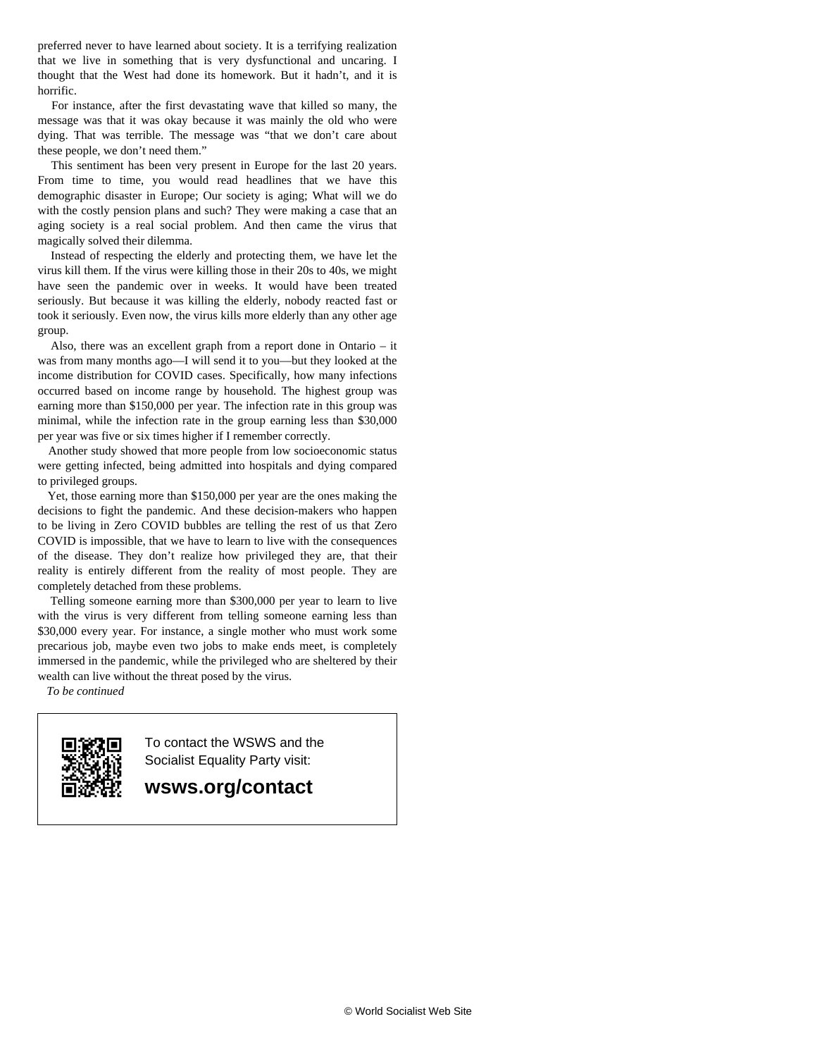preferred never to have learned about society. It is a terrifying realization that we live in something that is very dysfunctional and uncaring. I thought that the West had done its homework. But it hadn't, and it is horrific.

For instance, after the first devastating wave that killed so many, the message was that it was okay because it was mainly the old who were dying. That was terrible. The message was "that we don't care about these people, we don't need them."

This sentiment has been very present in Europe for the last 20 years. From time to time, you would read headlines that we have this demographic disaster in Europe; Our society is aging; What will we do with the costly pension plans and such? They were making a case that an aging society is a real social problem. And then came the virus that magically solved their dilemma.

Instead of respecting the elderly and protecting them, we have let the virus kill them. If the virus were killing those in their 20s to 40s, we might have seen the pandemic over in weeks. It would have been treated seriously. But because it was killing the elderly, nobody reacted fast or took it seriously. Even now, the virus kills more elderly than any other age group.

Also, there was an excellent graph from a report done in Ontario – it was from many months ago—I will send it to you—but they looked at the income distribution for COVID cases. Specifically, how many infections occurred based on income range by household. The highest group was earning more than $150,000 per year. The infection rate in this group was minimal, while the infection rate in the group earning less than $30,000 per year was five or six times higher if I remember correctly.

Another study showed that more people from low socioeconomic status were getting infected, being admitted into hospitals and dying compared to privileged groups.

Yet, those earning more than $150,000 per year are the ones making the decisions to fight the pandemic. And these decision-makers who happen to be living in Zero COVID bubbles are telling the rest of us that Zero COVID is impossible, that we have to learn to live with the consequences of the disease. They don't realize how privileged they are, that their reality is entirely different from the reality of most people. They are completely detached from these problems.

Telling someone earning more than $300,000 per year to learn to live with the virus is very different from telling someone earning less than $30,000 every year. For instance, a single mother who must work some precarious job, maybe even two jobs to make ends meet, is completely immersed in the pandemic, while the privileged who are sheltered by their wealth can live without the threat posed by the virus.

*To be continued*

To contact the WSWS and the Socialist Equality Party visit:

**wsws.org/contact**